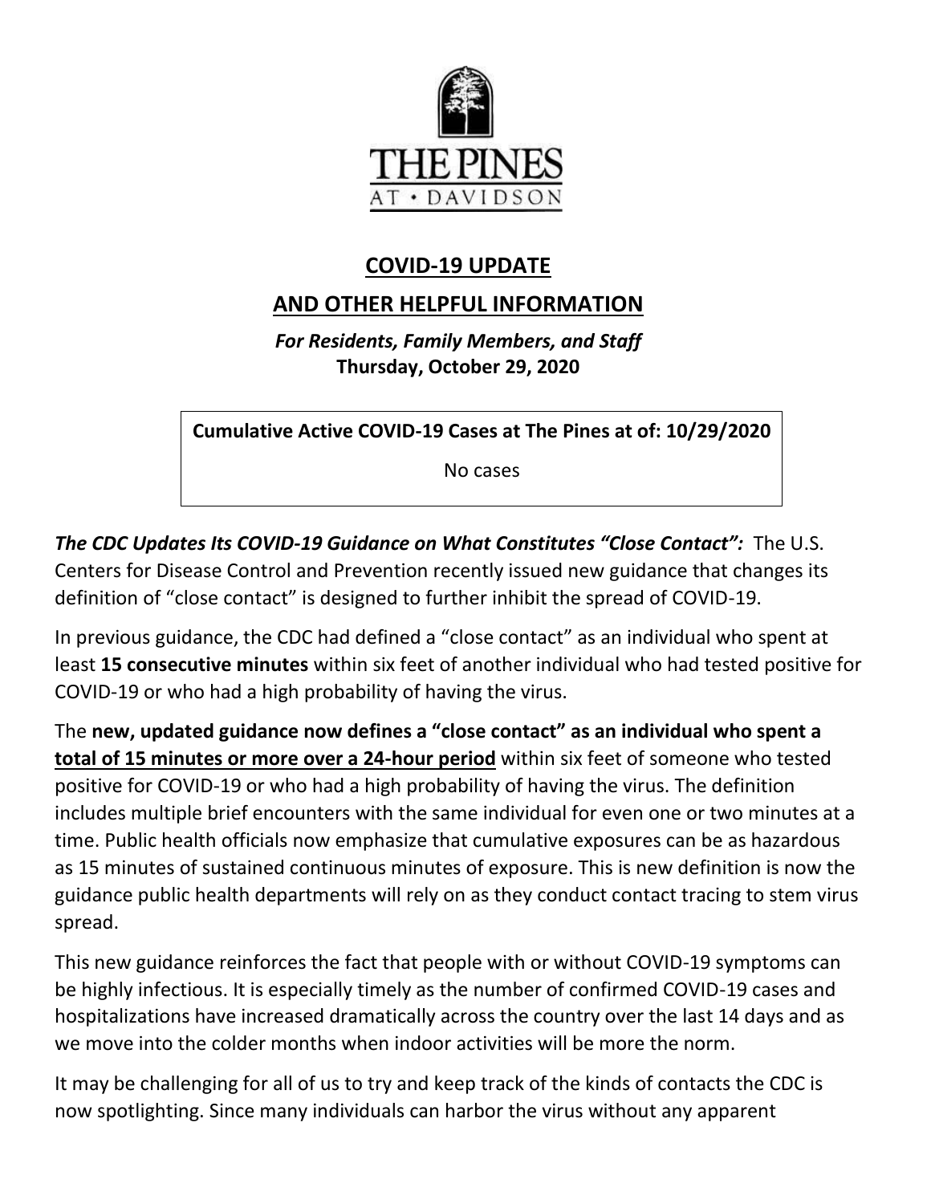THE PINES AT • DAVIDSON

## COVID-19 UPDATE

## AND OTHER HELPFUL INFORMATION

***For Residents, Family Members, and Staff***
**Thursday, October 29, 2020**

| **Cumulative Active COVID-19 Cases at The Pines at of: 10/29/2020** |
| --- |
| No cases |

***The CDC Updates Its COVID-19 Guidance on What Constitutes "Close Contact":*** The U.S. Centers for Disease Control and Prevention recently issued new guidance that changes its definition of "close contact" is designed to further inhibit the spread of COVID-19.

In previous guidance, the CDC had defined a "close contact" as an individual who spent at least **15 consecutive minutes** within six feet of another individual who had tested positive for COVID-19 or who had a high probability of having the virus.

The **new, updated guidance now defines a "close contact" as an individual who spent a <u>total of 15 minutes or more over a 24-hour period</u>** within six feet of someone who tested positive for COVID-19 or who had a high probability of having the virus. The definition includes multiple brief encounters with the same individual for even one or two minutes at a time. Public health officials now emphasize that cumulative exposures can be as hazardous as 15 minutes of sustained continuous minutes of exposure. This is new definition is now the guidance public health departments will rely on as they conduct contact tracing to stem virus spread.

This new guidance reinforces the fact that people with or without COVID-19 symptoms can be highly infectious. It is especially timely as the number of confirmed COVID-19 cases and hospitalizations have increased dramatically across the country over the last 14 days and as we move into the colder months when indoor activities will be more the norm.

It may be challenging for all of us to try and keep track of the kinds of contacts the CDC is now spotlighting. Since many individuals can harbor the virus without any apparent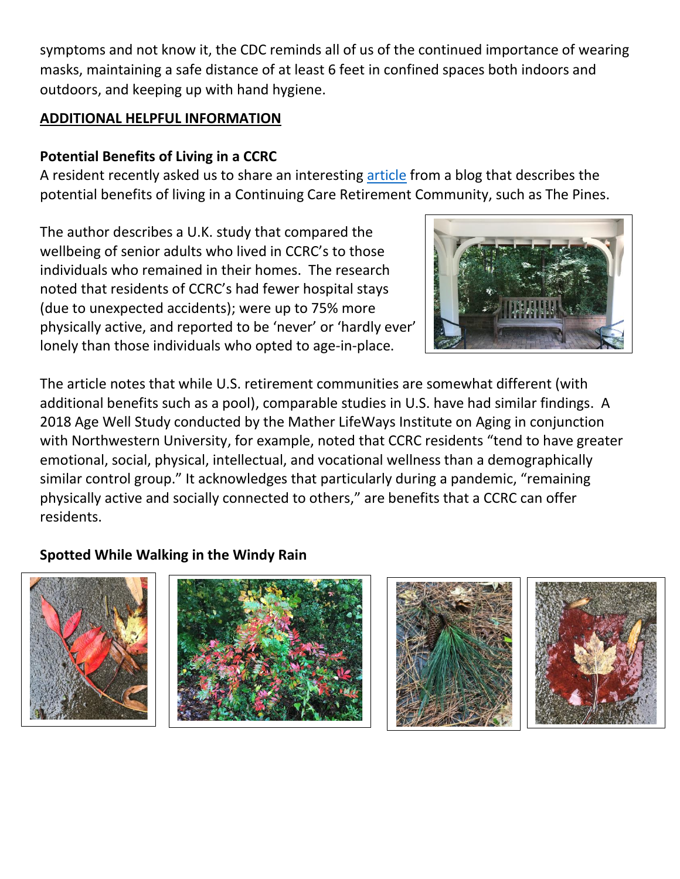symptoms and not know it, the CDC reminds all of us of the continued importance of wearing masks, maintaining a safe distance of at least 6 feet in confined spaces both indoors and outdoors, and keeping up with hand hygiene.

**ADDITIONAL HELPFUL INFORMATION**

**Potential Benefits of Living in a CCRC**

A resident recently asked us to share an interesting article from a blog that describes the potential benefits of living in a Continuing Care Retirement Community, such as The Pines.

The author describes a U.K. study that compared the wellbeing of senior adults who lived in CCRC's to those individuals who remained in their homes. The research noted that residents of CCRC's had fewer hospital stays (due to unexpected accidents); were up to 75% more physically active, and reported to be 'never' or 'hardly ever' lonely than those individuals who opted to age-in-place.

The article notes that while U.S. retirement communities are somewhat different (with additional benefits such as a pool), comparable studies in U.S. have had similar findings. A 2018 Age Well Study conducted by the Mather LifeWays Institute on Aging in conjunction with Northwestern University, for example, noted that CCRC residents "tend to have greater emotional, social, physical, intellectual, and vocational wellness than a demographically similar control group." It acknowledges that particularly during a pandemic, "remaining physically active and socially connected to others," are benefits that a CCRC can offer residents.

**Spotted While Walking in the Windy Rain**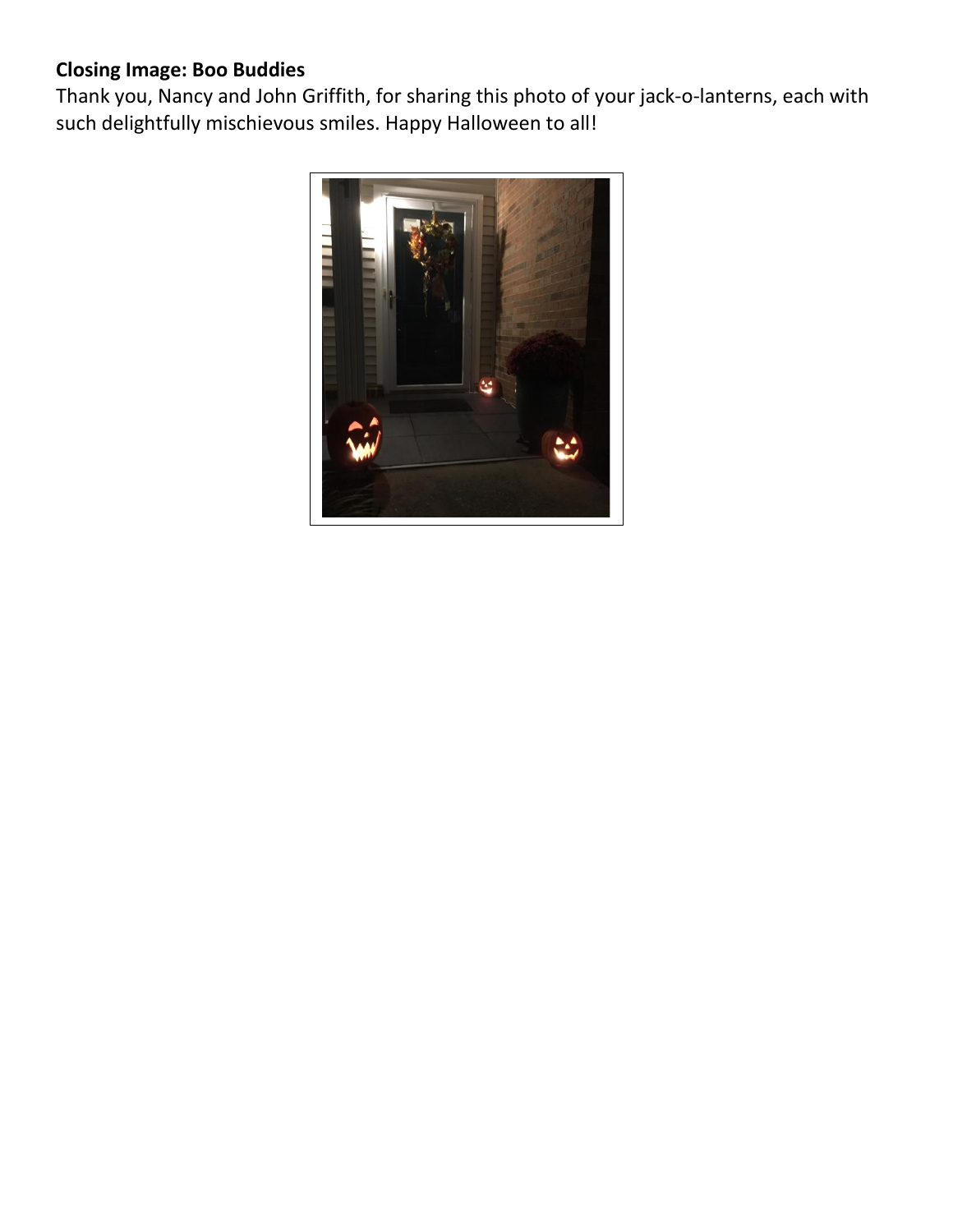**Closing Image: Boo Buddies**

Thank you, Nancy and John Griffith, for sharing this photo of your jack-o-lanterns, each with such delightfully mischievous smiles. Happy Halloween to all!